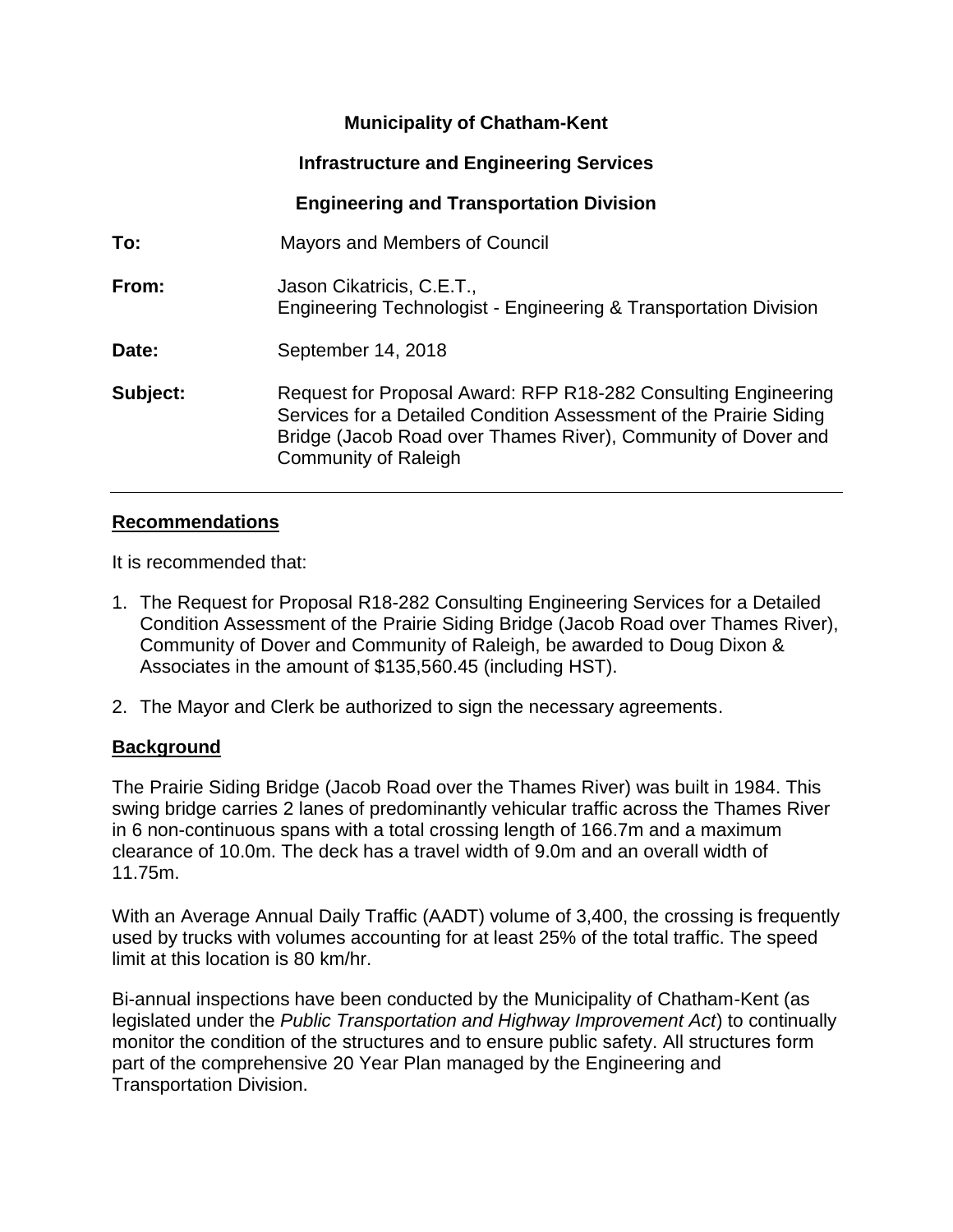**Municipality of Chatham-Kent**

**Infrastructure and Engineering Services**

**Engineering and Transportation Division**

**To:** Mayors and Members of Council

**From:** Jason Cikatricis, C.E.T., Engineering Technologist - Engineering & Transportation Division

**Date:** September 14, 2018

**Subject:** Request for Proposal Award: RFP R18-282 Consulting Engineering Services for a Detailed Condition Assessment of the Prairie Siding Bridge (Jacob Road over Thames River), Community of Dover and Community of Raleigh

---

## Recommendations

It is recommended that:

1. The Request for Proposal R18-282 Consulting Engineering Services for a Detailed Condition Assessment of the Prairie Siding Bridge (Jacob Road over Thames River), Community of Dover and Community of Raleigh, be awarded to Doug Dixon & Associates in the amount of $135,560.45 (including HST).
2. The Mayor and Clerk be authorized to sign the necessary agreements.

## Background

The Prairie Siding Bridge (Jacob Road over the Thames River) was built in 1984. This swing bridge carries 2 lanes of predominantly vehicular traffic across the Thames River in 6 non-continuous spans with a total crossing length of 166.7m and a maximum clearance of 10.0m. The deck has a travel width of 9.0m and an overall width of 11.75m.

With an Average Annual Daily Traffic (AADT) volume of 3,400, the crossing is frequently used by trucks with volumes accounting for at least 25% of the total traffic. The speed limit at this location is 80 km/hr.

Bi-annual inspections have been conducted by the Municipality of Chatham-Kent (as legislated under the *Public Transportation and Highway Improvement Act*) to continually monitor the condition of the structures and to ensure public safety. All structures form part of the comprehensive 20 Year Plan managed by the Engineering and Transportation Division.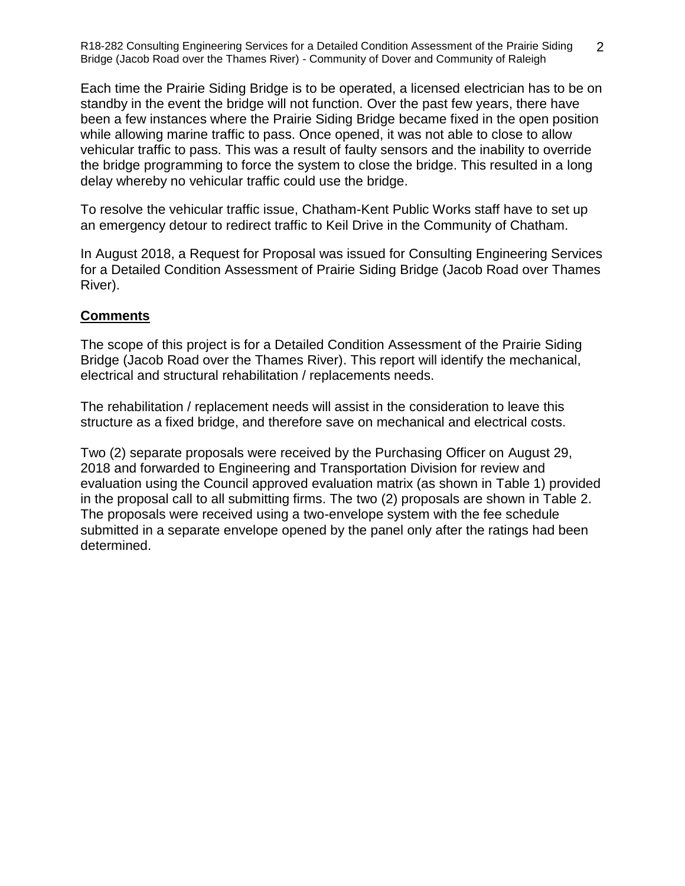Each time the Prairie Siding Bridge is to be operated, a licensed electrician has to be on standby in the event the bridge will not function. Over the past few years, there have been a few instances where the Prairie Siding Bridge became fixed in the open position while allowing marine traffic to pass. Once opened, it was not able to close to allow vehicular traffic to pass. This was a result of faulty sensors and the inability to override the bridge programming to force the system to close the bridge. This resulted in a long delay whereby no vehicular traffic could use the bridge.

To resolve the vehicular traffic issue, Chatham-Kent Public Works staff have to set up an emergency detour to redirect traffic to Keil Drive in the Community of Chatham.

In August 2018, a Request for Proposal was issued for Consulting Engineering Services for a Detailed Condition Assessment of Prairie Siding Bridge (Jacob Road over Thames River).

## **Comments**

The scope of this project is for a Detailed Condition Assessment of the Prairie Siding Bridge (Jacob Road over the Thames River). This report will identify the mechanical, electrical and structural rehabilitation / replacements needs.

The rehabilitation / replacement needs will assist in the consideration to leave this structure as a fixed bridge, and therefore save on mechanical and electrical costs.

Two (2) separate proposals were received by the Purchasing Officer on August 29, 2018 and forwarded to Engineering and Transportation Division for review and evaluation using the Council approved evaluation matrix (as shown in Table 1) provided in the proposal call to all submitting firms. The two (2) proposals are shown in Table 2. The proposals were received using a two-envelope system with the fee schedule submitted in a separate envelope opened by the panel only after the ratings had been determined.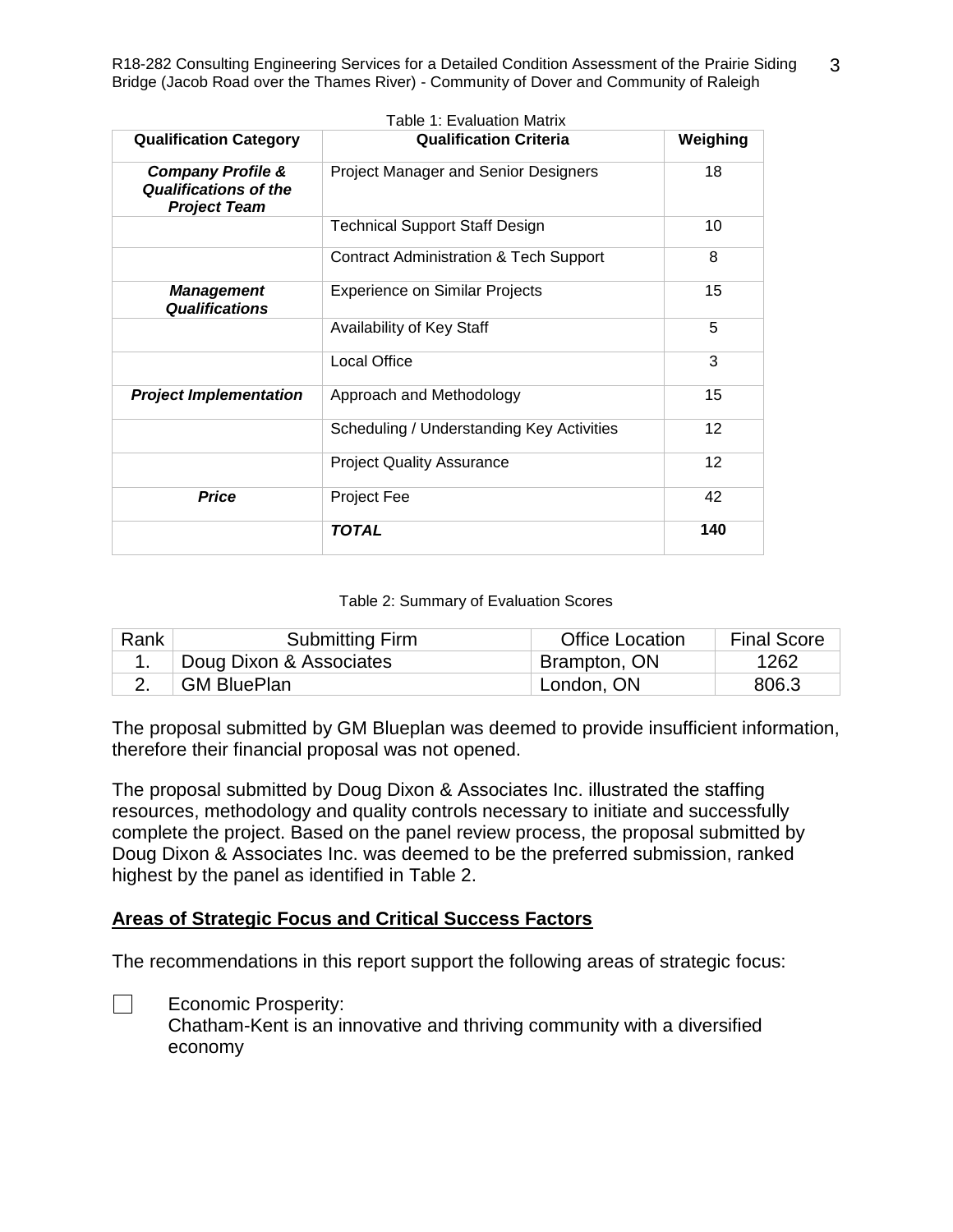Table 1: Evaluation Matrix

| Qualification Category | Qualification Criteria | Weighing |
|---|---|---|
| ***Company Profile & Qualifications of the Project Team*** | Project Manager and Senior Designers | 18 |
| | Technical Support Staff Design | 10 |
| | Contract Administration & Tech Support | 8 |
| ***Management Qualifications*** | Experience on Similar Projects | 15 |
| | Availability of Key Staff | 5 |
| | Local Office | 3 |
| ***Project Implementation*** | Approach and Methodology | 15 |
| | Scheduling / Understanding Key Activities | 12 |
| | Project Quality Assurance | 12 |
| ***Price*** | Project Fee | 42 |
| | ***TOTAL*** | **140** |

Table 2: Summary of Evaluation Scores

| Rank | Submitting Firm | Office Location | Final Score |
|---|---|---|---|
| 1. | Doug Dixon & Associates | Brampton, ON | 1262 |
| 2. | GM BluePlan | London, ON | 806.3 |

The proposal submitted by GM Blueplan was deemed to provide insufficient information, therefore their financial proposal was not opened.

The proposal submitted by Doug Dixon & Associates Inc. illustrated the staffing resources, methodology and quality controls necessary to initiate and successfully complete the project. Based on the panel review process, the proposal submitted by Doug Dixon & Associates Inc. was deemed to be the preferred submission, ranked highest by the panel as identified in Table 2.

## Areas of Strategic Focus and Critical Success Factors

The recommendations in this report support the following areas of strategic focus:

☐ Economic Prosperity:
Chatham-Kent is an innovative and thriving community with a diversified economy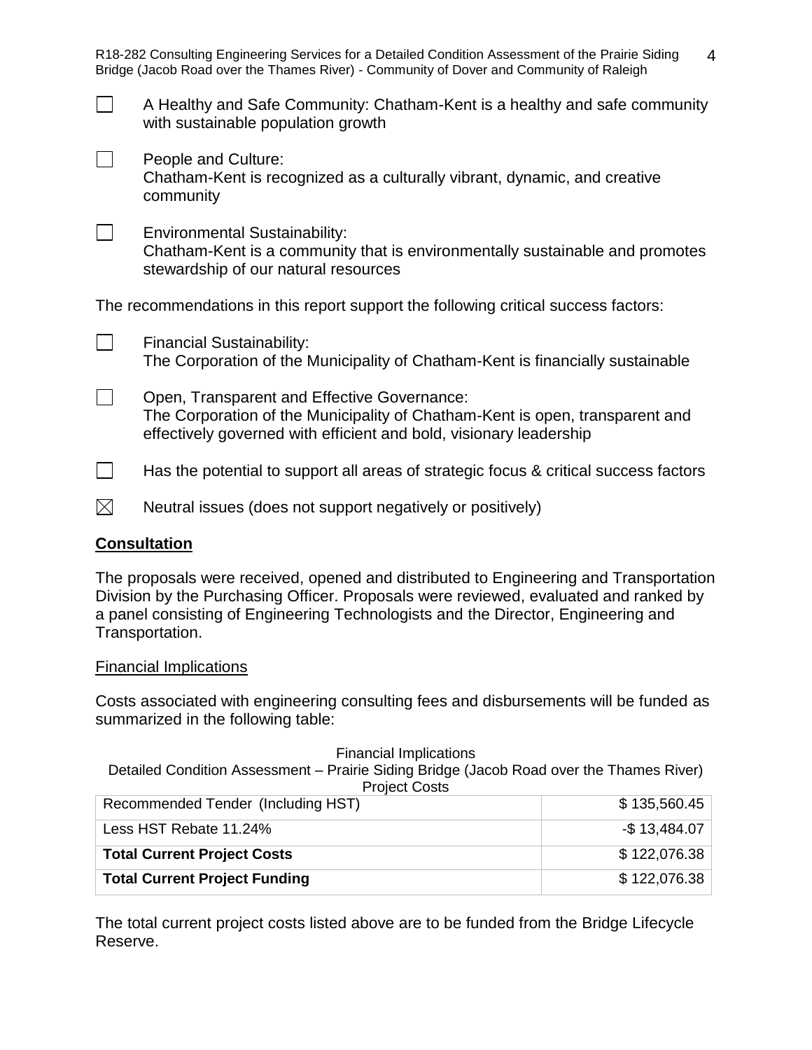☐ A Healthy and Safe Community: Chatham-Kent is a healthy and safe community with sustainable population growth

☐ People and Culture:
Chatham-Kent is recognized as a culturally vibrant, dynamic, and creative community

☐ Environmental Sustainability:
Chatham-Kent is a community that is environmentally sustainable and promotes stewardship of our natural resources

The recommendations in this report support the following critical success factors:

☐ Financial Sustainability:
The Corporation of the Municipality of Chatham-Kent is financially sustainable

☐ Open, Transparent and Effective Governance:
The Corporation of the Municipality of Chatham-Kent is open, transparent and effectively governed with efficient and bold, visionary leadership

☐ Has the potential to support all areas of strategic focus & critical success factors

☒ Neutral issues (does not support negatively or positively)

## Consultation

The proposals were received, opened and distributed to Engineering and Transportation Division by the Purchasing Officer. Proposals were reviewed, evaluated and ranked by a panel consisting of Engineering Technologists and the Director, Engineering and Transportation.

### Financial Implications

Costs associated with engineering consulting fees and disbursements will be funded as summarized in the following table:

Financial Implications
Detailed Condition Assessment – Prairie Siding Bridge (Jacob Road over the Thames River)
Project Costs

| | |
|---|---|
| Recommended Tender (Including HST) | $ 135,560.45 |
| Less HST Rebate 11.24% | -$ 13,484.07 |
| **Total Current Project Costs** | $ 122,076.38 |
| **Total Current Project Funding** | $ 122,076.38 |

The total current project costs listed above are to be funded from the Bridge Lifecycle Reserve.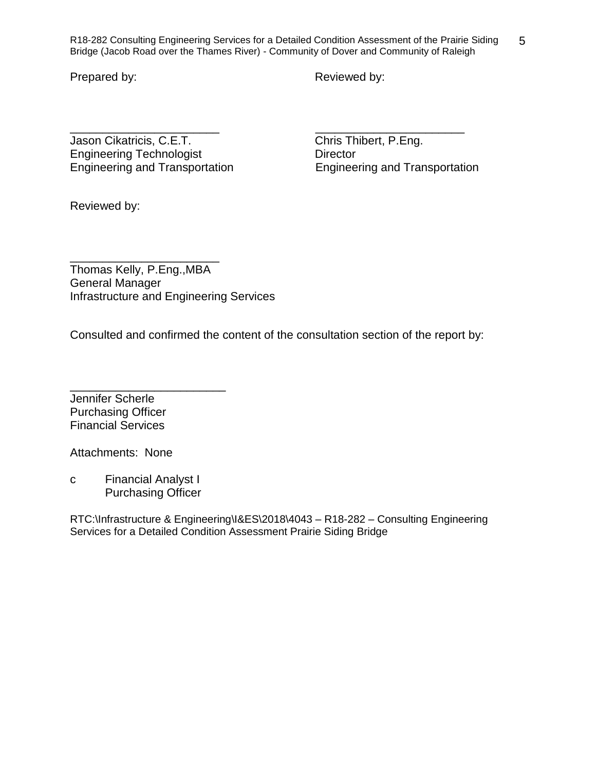Prepared by: Reviewed by:

\_\_\_\_\_\_\_\_\_\_\_\_\_\_\_\_\_\_\_\_\_\_\_ \_\_\_\_\_\_\_\_\_\_\_\_\_\_\_\_\_\_\_\_\_\_\_

Jason Cikatricis, C.E.T.
Engineering Technologist
Engineering and Transportation

Chris Thibert, P.Eng.
Director
Engineering and Transportation

Reviewed by:

\_\_\_\_\_\_\_\_\_\_\_\_\_\_\_\_\_\_\_\_\_\_\_

Thomas Kelly, P.Eng.,MBA
General Manager
Infrastructure and Engineering Services

Consulted and confirmed the content of the consultation section of the report by:

\_\_\_\_\_\_\_\_\_\_\_\_\_\_\_\_\_\_\_\_\_\_\_\_

Jennifer Scherle
Purchasing Officer
Financial Services

Attachments: None

c Financial Analyst I
Purchasing Officer

RTC:\Infrastructure & Engineering\I&ES\2018\4043 – R18-282 – Consulting Engineering Services for a Detailed Condition Assessment Prairie Siding Bridge